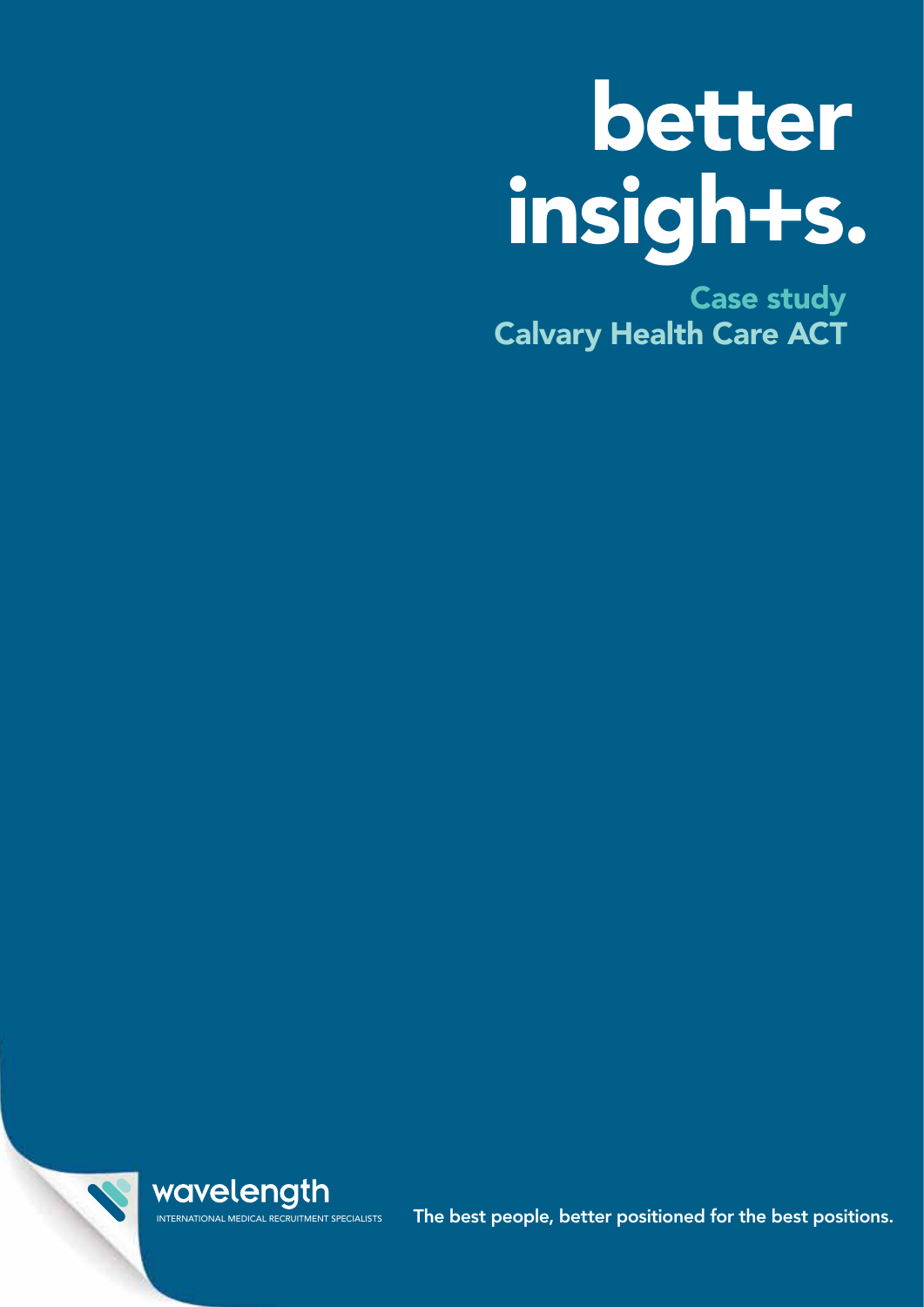# better insigh+s.

## Case study
## Calvary Health Care ACT

wavelength

INTERNATIONAL MEDICAL RECRUITMENT SPECIALISTS

The best people, better positioned for the best positions.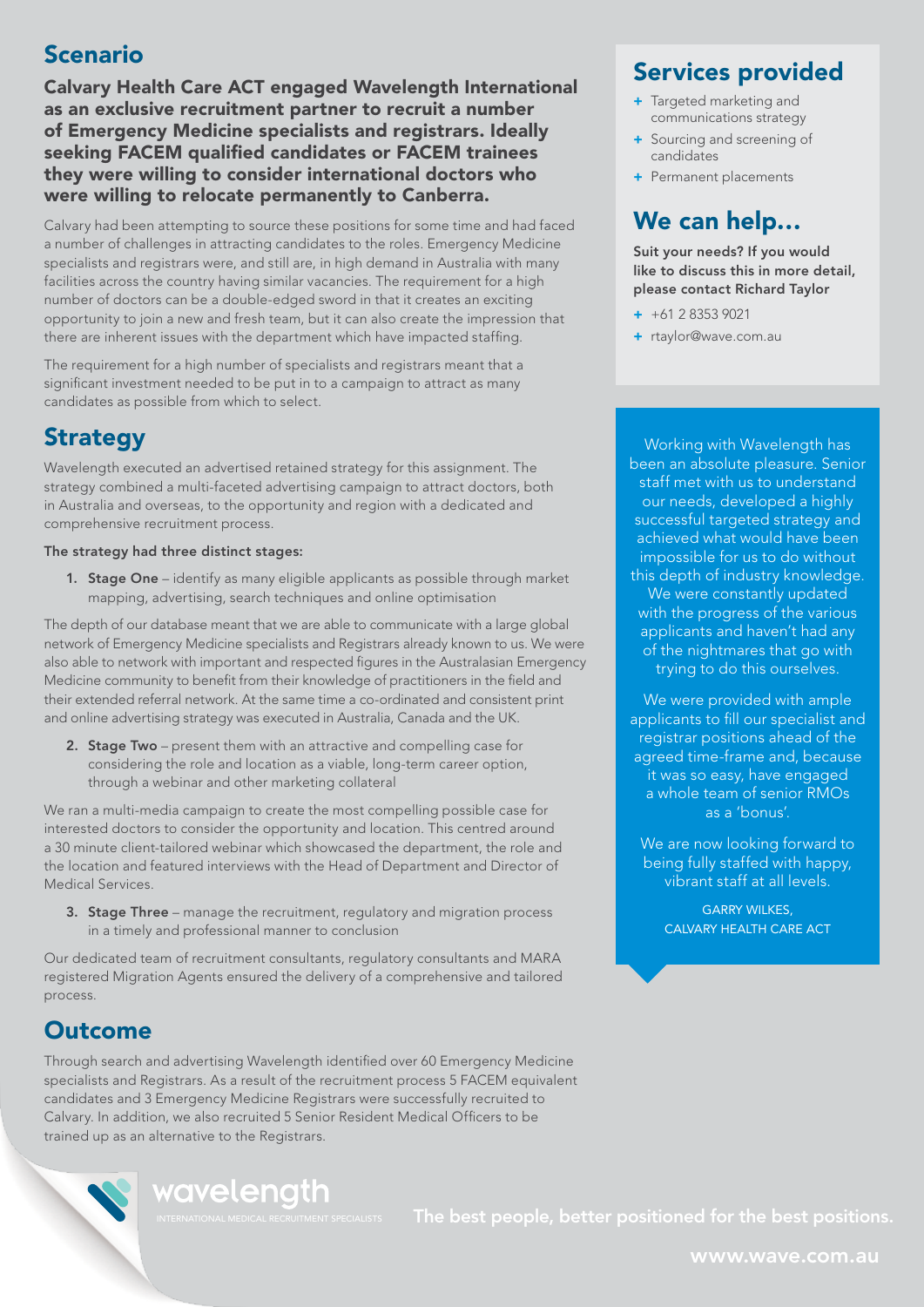## Scenario

**Calvary Health Care ACT engaged Wavelength International as an exclusive recruitment partner to recruit a number of Emergency Medicine specialists and registrars. Ideally seeking FACEM qualified candidates or FACEM trainees they were willing to consider international doctors who were willing to relocate permanently to Canberra.**

Calvary had been attempting to source these positions for some time and had faced a number of challenges in attracting candidates to the roles. Emergency Medicine specialists and registrars were, and still are, in high demand in Australia with many facilities across the country having similar vacancies. The requirement for a high number of doctors can be a double-edged sword in that it creates an exciting opportunity to join a new and fresh team, but it can also create the impression that there are inherent issues with the department which have impacted staffing.

The requirement for a high number of specialists and registrars meant that a significant investment needed to be put in to a campaign to attract as many candidates as possible from which to select.

## Strategy

Wavelength executed an advertised retained strategy for this assignment. The strategy combined a multi-faceted advertising campaign to attract doctors, both in Australia and overseas, to the opportunity and region with a dedicated and comprehensive recruitment process.

**The strategy had three distinct stages:**

1. **Stage One** – identify as many eligible applicants as possible through market mapping, advertising, search techniques and online optimisation

The depth of our database meant that we are able to communicate with a large global network of Emergency Medicine specialists and Registrars already known to us. We were also able to network with important and respected figures in the Australasian Emergency Medicine community to benefit from their knowledge of practitioners in the field and their extended referral network. At the same time a co-ordinated and consistent print and online advertising strategy was executed in Australia, Canada and the UK.

2. **Stage Two** – present them with an attractive and compelling case for considering the role and location as a viable, long-term career option, through a webinar and other marketing collateral

We ran a multi-media campaign to create the most compelling possible case for interested doctors to consider the opportunity and location. This centred around a 30 minute client-tailored webinar which showcased the department, the role and the location and featured interviews with the Head of Department and Director of Medical Services.

3. **Stage Three** – manage the recruitment, regulatory and migration process in a timely and professional manner to conclusion

Our dedicated team of recruitment consultants, regulatory consultants and MARA registered Migration Agents ensured the delivery of a comprehensive and tailored process.

## Outcome

Through search and advertising Wavelength identified over 60 Emergency Medicine specialists and Registrars. As a result of the recruitment process 5 FACEM equivalent candidates and 3 Emergency Medicine Registrars were successfully recruited to Calvary. In addition, we also recruited 5 Senior Resident Medical Officers to be trained up as an alternative to the Registrars.

## Services provided

- Targeted marketing and communications strategy
- Sourcing and screening of candidates
- Permanent placements

## We can help...

**Suit your needs? If you would like to discuss this in more detail, please contact Richard Taylor**

- +61 2 8353 9021
- rtaylor@wave.com.au

Working with Wavelength has been an absolute pleasure. Senior staff met with us to understand our needs, developed a highly successful targeted strategy and achieved what would have been impossible for us to do without this depth of industry knowledge. We were constantly updated with the progress of the various applicants and haven't had any of the nightmares that go with trying to do this ourselves.

We were provided with ample applicants to fill our specialist and registrar positions ahead of the agreed time-frame and, because it was so easy, have engaged a whole team of senior RMOs as a 'bonus'.

We are now looking forward to being fully staffed with happy, vibrant staff at all levels.

GARRY WILKES,
CALVARY HEALTH CARE ACT

wavelength
INTERNATIONAL MEDICAL RECRUITMENT SPECIALISTS

The best people, better positioned for the best positions.

www.wave.com.au